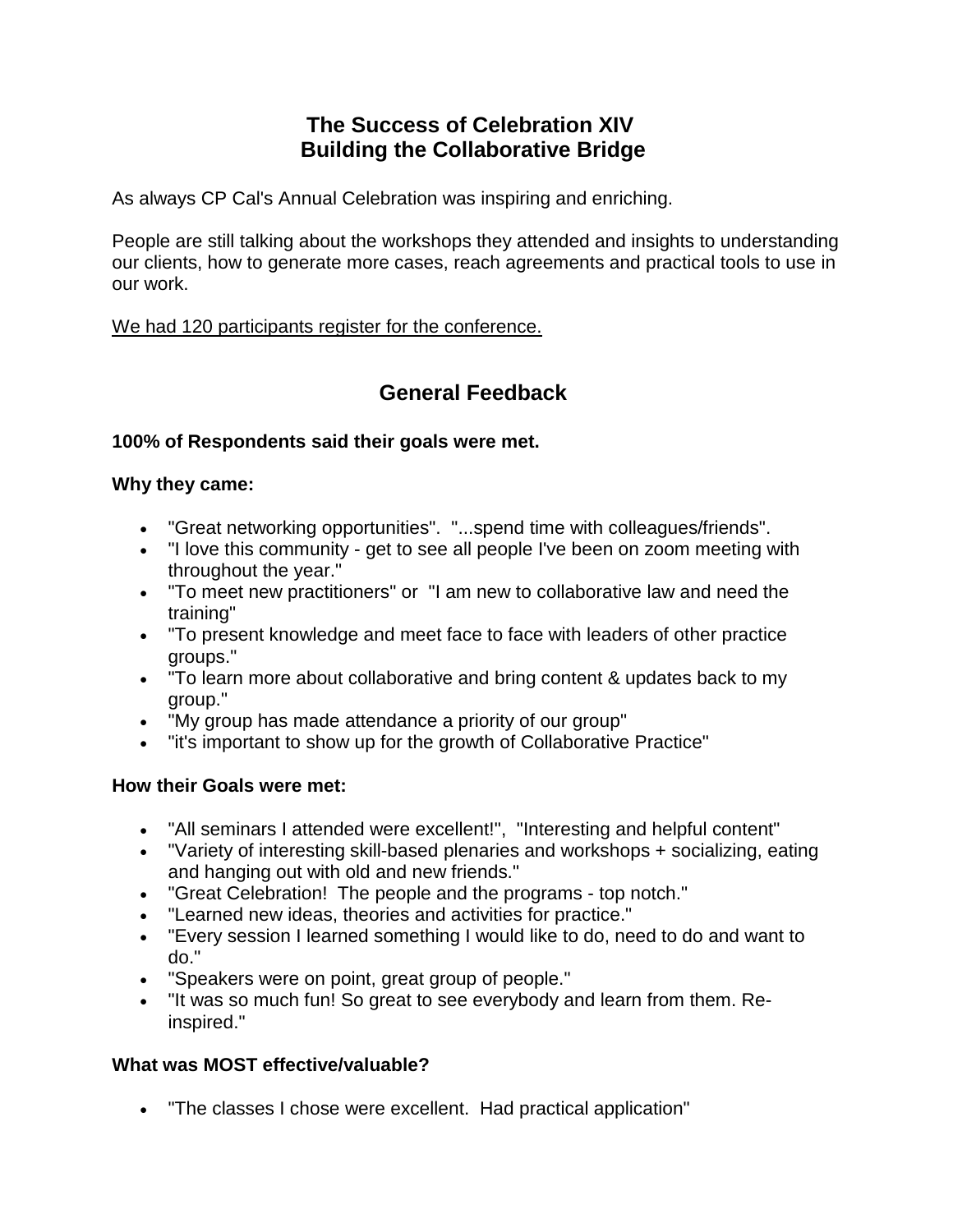# The Success of Celebration XIV
# Building the Collaborative Bridge

As always CP Cal's Annual Celebration was inspiring and enriching.

People are still talking about the workshops they attended and insights to understanding our clients, how to generate more cases, reach agreements and practical tools to use in our work.

<u>We had 120 participants register for the conference.</u>

## General Feedback

**100% of Respondents said their goals were met.**

**Why they came:**

- "Great networking opportunities". "...spend time with colleagues/friends".
- "I love this community - get to see all people I've been on zoom meeting with throughout the year."
- "To meet new practitioners" or "I am new to collaborative law and need the training"
- "To present knowledge and meet face to face with leaders of other practice groups."
- "To learn more about collaborative and bring content & updates back to my group."
- "My group has made attendance a priority of our group"
- "it's important to show up for the growth of Collaborative Practice"

**How their Goals were met:**

- "All seminars I attended were excellent!", "Interesting and helpful content"
- "Variety of interesting skill-based plenaries and workshops + socializing, eating and hanging out with old and new friends."
- "Great Celebration! The people and the programs - top notch."
- "Learned new ideas, theories and activities for practice."
- "Every session I learned something I would like to do, need to do and want to do."
- "Speakers were on point, great group of people."
- "It was so much fun! So great to see everybody and learn from them. Re-inspired."

**What was MOST effective/valuable?**

- "The classes I chose were excellent. Had practical application"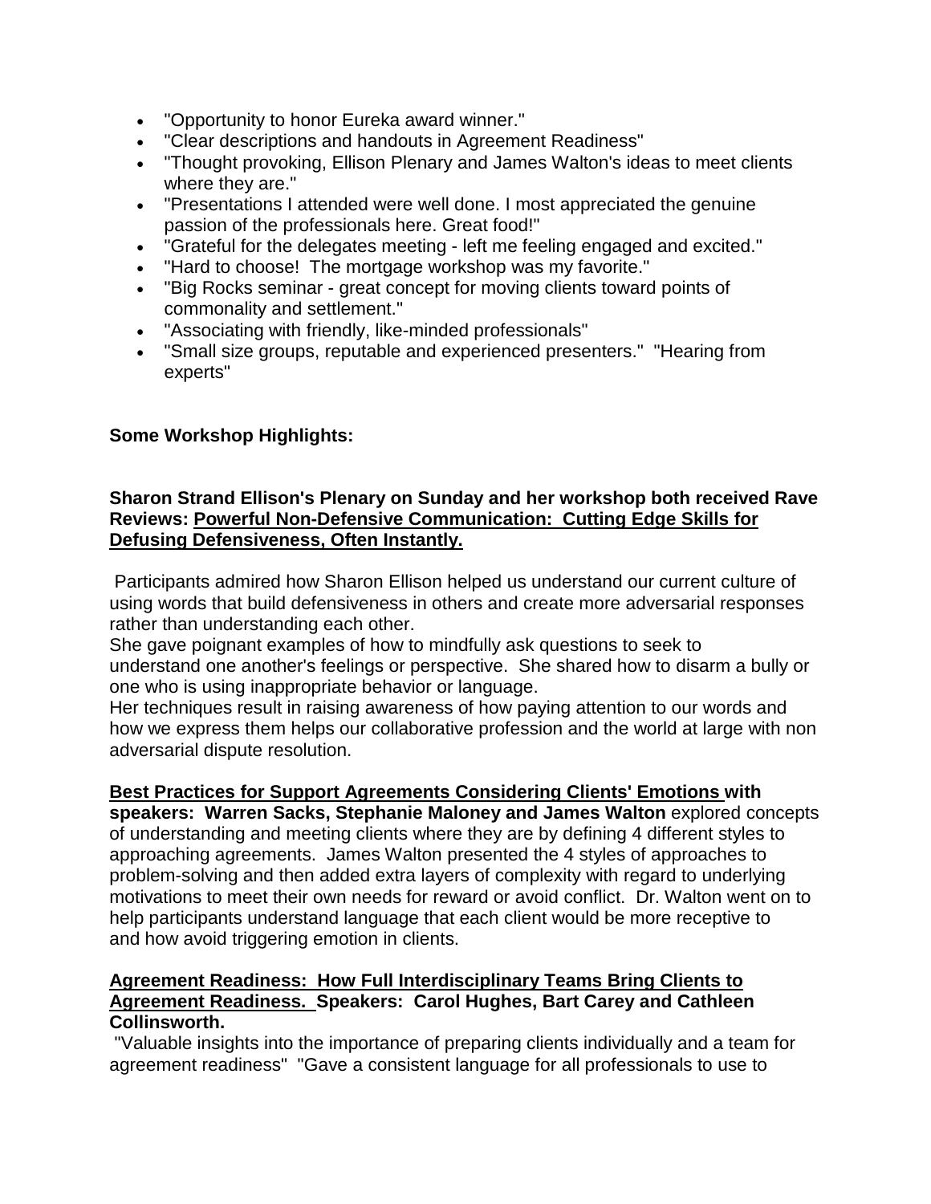- "Opportunity to honor Eureka award winner."
- "Clear descriptions and handouts in Agreement Readiness"
- "Thought provoking, Ellison Plenary and James Walton's ideas to meet clients where they are."
- "Presentations I attended were well done. I most appreciated the genuine passion of the professionals here. Great food!"
- "Grateful for the delegates meeting - left me feeling engaged and excited."
- "Hard to choose! The mortgage workshop was my favorite."
- "Big Rocks seminar - great concept for moving clients toward points of commonality and settlement."
- "Associating with friendly, like-minded professionals"
- "Small size groups, reputable and experienced presenters." "Hearing from experts"

**Some Workshop Highlights:**

**Sharon Strand Ellison's Plenary on Sunday and her workshop both received Rave Reviews: <u>Powerful Non-Defensive Communication: Cutting Edge Skills for Defusing Defensiveness, Often Instantly.</u>**

Participants admired how Sharon Ellison helped us understand our current culture of using words that build defensiveness in others and create more adversarial responses rather than understanding each other.
She gave poignant examples of how to mindfully ask questions to seek to understand one another's feelings or perspective. She shared how to disarm a bully or one who is using inappropriate behavior or language.
Her techniques result in raising awareness of how paying attention to our words and how we express them helps our collaborative profession and the world at large with non adversarial dispute resolution.

**<u>Best Practices for Support Agreements Considering Clients' Emotions</u> with speakers: Warren Sacks, Stephanie Maloney and James Walton** explored concepts of understanding and meeting clients where they are by defining 4 different styles to approaching agreements. James Walton presented the 4 styles of approaches to problem-solving and then added extra layers of complexity with regard to underlying motivations to meet their own needs for reward or avoid conflict. Dr. Walton went on to help participants understand language that each client would be more receptive to and how avoid triggering emotion in clients.

**<u>Agreement Readiness: How Full Interdisciplinary Teams Bring Clients to Agreement Readiness.</u> Speakers: Carol Hughes, Bart Carey and Cathleen Collinsworth.**

"Valuable insights into the importance of preparing clients individually and a team for agreement readiness" "Gave a consistent language for all professionals to use to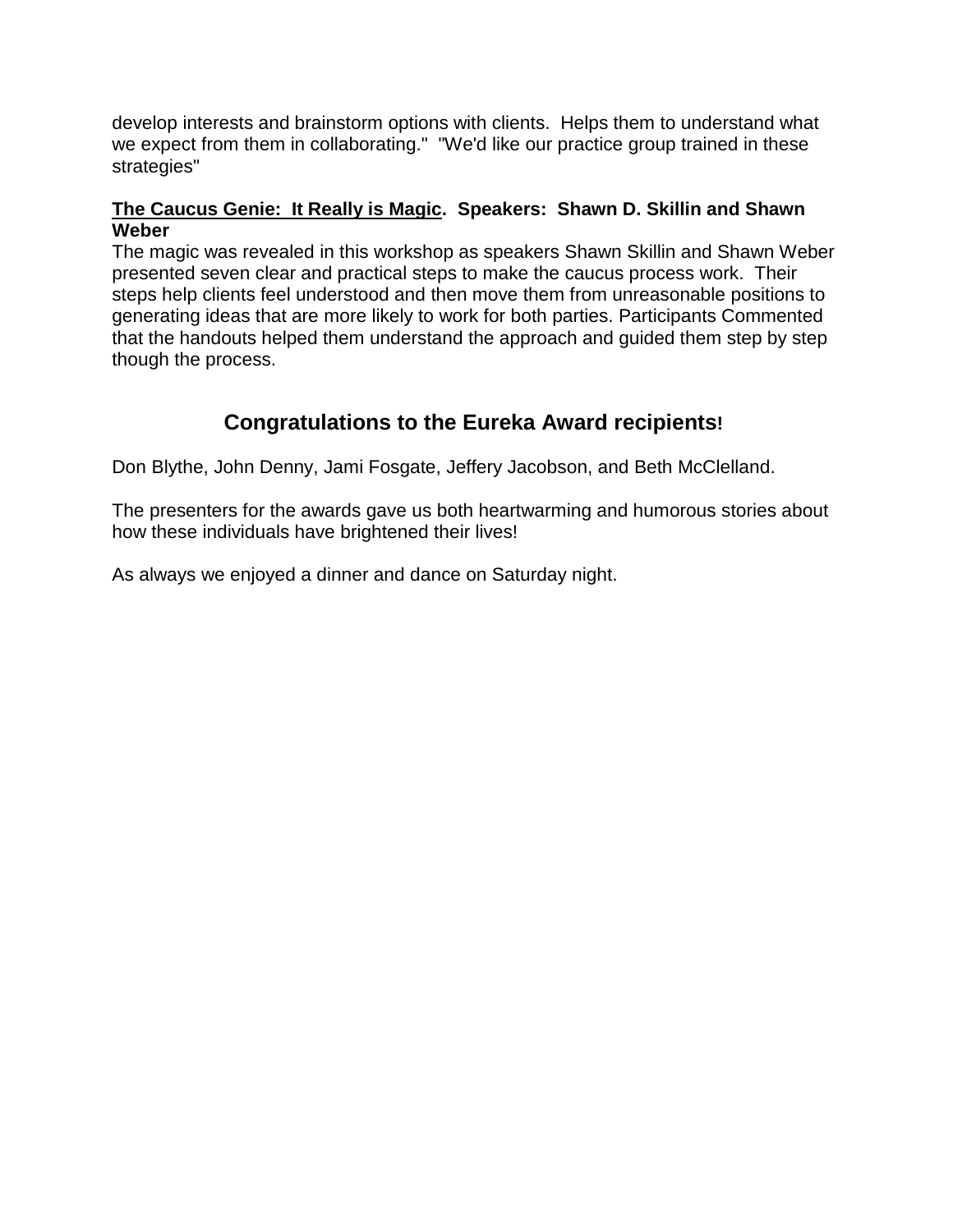develop interests and brainstorm options with clients. Helps them to understand what we expect from them in collaborating." "We'd like our practice group trained in these strategies"

**<u>The Caucus Genie: It Really is Magic</u>. Speakers: Shawn D. Skillin and Shawn Weber**

The magic was revealed in this workshop as speakers Shawn Skillin and Shawn Weber presented seven clear and practical steps to make the caucus process work. Their steps help clients feel understood and then move them from unreasonable positions to generating ideas that are more likely to work for both parties. Participants Commented that the handouts helped them understand the approach and guided them step by step though the process.

## Congratulations to the Eureka Award recipients!

Don Blythe, John Denny, Jami Fosgate, Jeffery Jacobson, and Beth McClelland.

The presenters for the awards gave us both heartwarming and humorous stories about how these individuals have brightened their lives!

As always we enjoyed a dinner and dance on Saturday night.